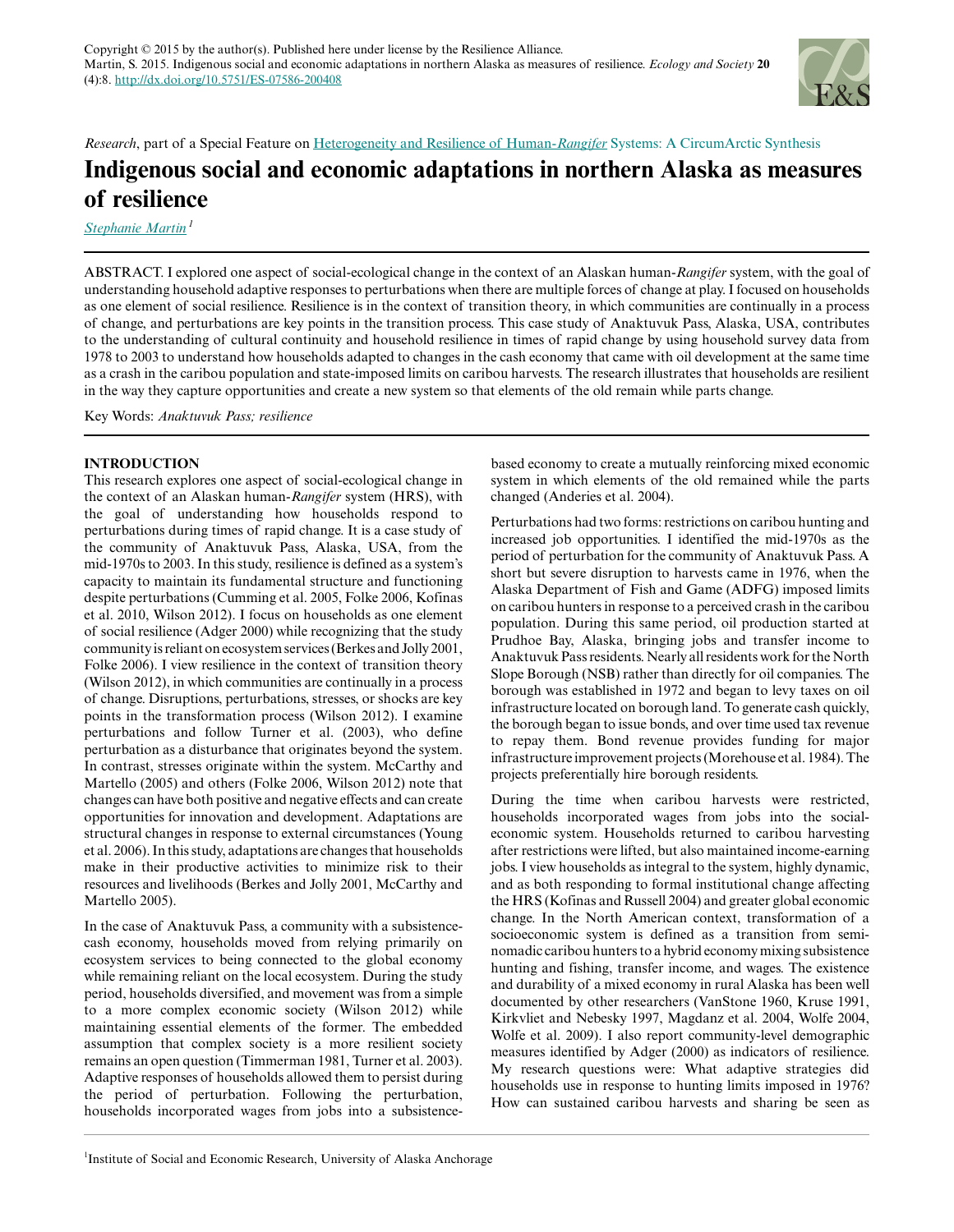Copyright © 2015 by the author(s). Published here under license by the Resilience Alliance.
Martin, S. 2015. Indigenous social and economic adaptations in northern Alaska as measures of resilience. *Ecology and Society* **20** (4):8. http://dx.doi.org/10.5751/ES-07586-200408

*Research*, part of a Special Feature on Heterogeneity and Resilience of Human-*Rangifer* Systems: A CircumArctic Synthesis

# Indigenous social and economic adaptations in northern Alaska as measures of resilience

*Stephanie Martin*[1]

ABSTRACT. I explored one aspect of social-ecological change in the context of an Alaskan human-*Rangifer* system, with the goal of understanding household adaptive responses to perturbations when there are multiple forces of change at play. I focused on households as one element of social resilience. Resilience is in the context of transition theory, in which communities are continually in a process of change, and perturbations are key points in the transition process. This case study of Anaktuvuk Pass, Alaska, USA, contributes to the understanding of cultural continuity and household resilience in times of rapid change by using household survey data from 1978 to 2003 to understand how households adapted to changes in the cash economy that came with oil development at the same time as a crash in the caribou population and state-imposed limits on caribou harvests. The research illustrates that households are resilient in the way they capture opportunities and create a new system so that elements of the old remain while parts change.

Key Words: *Anaktuvuk Pass; resilience*

## INTRODUCTION

This research explores one aspect of social-ecological change in the context of an Alaskan human-*Rangifer* system (HRS), with the goal of understanding how households respond to perturbations during times of rapid change. It is a case study of the community of Anaktuvuk Pass, Alaska, USA, from the mid-1970s to 2003. In this study, resilience is defined as a system's capacity to maintain its fundamental structure and functioning despite perturbations (Cumming et al. 2005, Folke 2006, Kofinas et al. 2010, Wilson 2012). I focus on households as one element of social resilience (Adger 2000) while recognizing that the study community is reliant on ecosystem services (Berkes and Jolly 2001, Folke 2006). I view resilience in the context of transition theory (Wilson 2012), in which communities are continually in a process of change. Disruptions, perturbations, stresses, or shocks are key points in the transformation process (Wilson 2012). I examine perturbations and follow Turner et al. (2003), who define perturbation as a disturbance that originates beyond the system. In contrast, stresses originate within the system. McCarthy and Martello (2005) and others (Folke 2006, Wilson 2012) note that changes can have both positive and negative effects and can create opportunities for innovation and development. Adaptations are structural changes in response to external circumstances (Young et al. 2006). In this study, adaptations are changes that households make in their productive activities to minimize risk to their resources and livelihoods (Berkes and Jolly 2001, McCarthy and Martello 2005).

In the case of Anaktuvuk Pass, a community with a subsistence-cash economy, households moved from relying primarily on ecosystem services to being connected to the global economy while remaining reliant on the local ecosystem. During the study period, households diversified, and movement was from a simple to a more complex economic society (Wilson 2012) while maintaining essential elements of the former. The embedded assumption that complex society is a more resilient society remains an open question (Timmerman 1981, Turner et al. 2003). Adaptive responses of households allowed them to persist during the period of perturbation. Following the perturbation, households incorporated wages from jobs into a subsistence-based economy to create a mutually reinforcing mixed economic system in which elements of the old remained while the parts changed (Anderies et al. 2004).

Perturbations had two forms: restrictions on caribou hunting and increased job opportunities. I identified the mid-1970s as the period of perturbation for the community of Anaktuvuk Pass. A short but severe disruption to harvests came in 1976, when the Alaska Department of Fish and Game (ADFG) imposed limits on caribou hunters in response to a perceived crash in the caribou population. During this same period, oil production started at Prudhoe Bay, Alaska, bringing jobs and transfer income to Anaktuvuk Pass residents. Nearly all residents work for the North Slope Borough (NSB) rather than directly for oil companies. The borough was established in 1972 and began to levy taxes on oil infrastructure located on borough land. To generate cash quickly, the borough began to issue bonds, and over time used tax revenue to repay them. Bond revenue provides funding for major infrastructure improvement projects (Morehouse et al. 1984). The projects preferentially hire borough residents.

During the time when caribou harvests were restricted, households incorporated wages from jobs into the social-economic system. Households returned to caribou harvesting after restrictions were lifted, but also maintained income-earning jobs. I view households as integral to the system, highly dynamic, and as both responding to formal institutional change affecting the HRS (Kofinas and Russell 2004) and greater global economic change. In the North American context, transformation of a socioeconomic system is defined as a transition from semi-nomadic caribou hunters to a hybrid economy mixing subsistence hunting and fishing, transfer income, and wages. The existence and durability of a mixed economy in rural Alaska has been well documented by other researchers (VanStone 1960, Kruse 1991, Kirkvliet and Nebesky 1997, Magdanz et al. 2004, Wolfe 2004, Wolfe et al. 2009). I also report community-level demographic measures identified by Adger (2000) as indicators of resilience. My research questions were: What adaptive strategies did households use in response to hunting limits imposed in 1976? How can sustained caribou harvests and sharing be seen as

[1]Institute of Social and Economic Research, University of Alaska Anchorage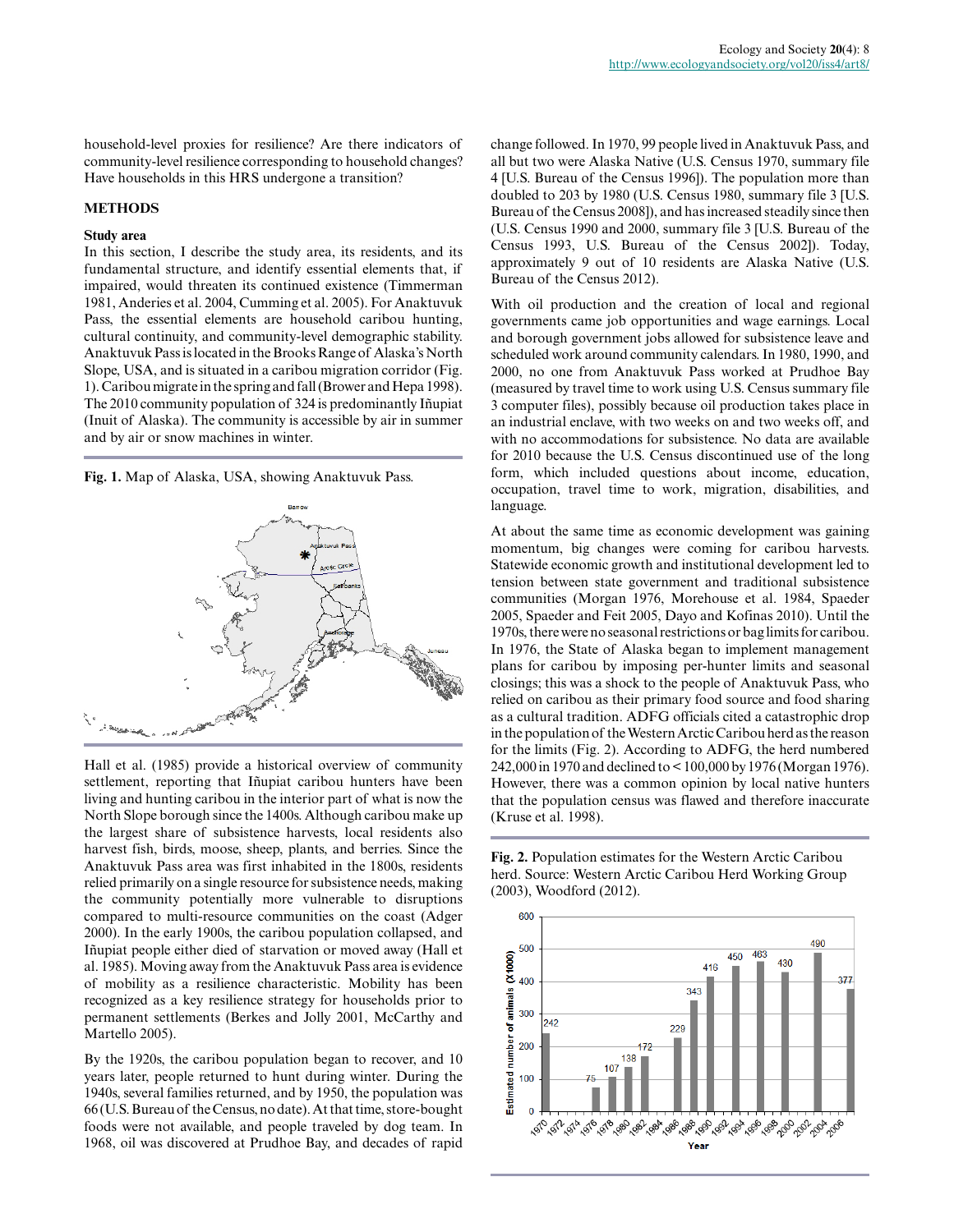household-level proxies for resilience? Are there indicators of community-level resilience corresponding to household changes? Have households in this HRS undergone a transition?

## METHODS

### Study area

In this section, I describe the study area, its residents, and its fundamental structure, and identify essential elements that, if impaired, would threaten its continued existence (Timmerman 1981, Anderies et al. 2004, Cumming et al. 2005). For Anaktuvuk Pass, the essential elements are household caribou hunting, cultural continuity, and community-level demographic stability. Anaktuvuk Pass is located in the Brooks Range of Alaska's North Slope, USA, and is situated in a caribou migration corridor (Fig. 1). Caribou migrate in the spring and fall (Brower and Hepa 1998). The 2010 community population of 324 is predominantly Iñupiat (Inuit of Alaska). The community is accessible by air in summer and by air or snow machines in winter.

**Fig. 1.** Map of Alaska, USA, showing Anaktuvuk Pass.

Hall et al. (1985) provide a historical overview of community settlement, reporting that Iñupiat caribou hunters have been living and hunting caribou in the interior part of what is now the North Slope borough since the 1400s. Although caribou make up the largest share of subsistence harvests, local residents also harvest fish, birds, moose, sheep, plants, and berries. Since the Anaktuvuk Pass area was first inhabited in the 1800s, residents relied primarily on a single resource for subsistence needs, making the community potentially more vulnerable to disruptions compared to multi-resource communities on the coast (Adger 2000). In the early 1900s, the caribou population collapsed, and Iñupiat people either died of starvation or moved away (Hall et al. 1985). Moving away from the Anaktuvuk Pass area is evidence of mobility as a resilience characteristic. Mobility has been recognized as a key resilience strategy for households prior to permanent settlements (Berkes and Jolly 2001, McCarthy and Martello 2005).

By the 1920s, the caribou population began to recover, and 10 years later, people returned to hunt during winter. During the 1940s, several families returned, and by 1950, the population was 66 (U.S. Bureau of the Census, no date). At that time, store-bought foods were not available, and people traveled by dog team. In 1968, oil was discovered at Prudhoe Bay, and decades of rapid change followed. In 1970, 99 people lived in Anaktuvuk Pass, and all but two were Alaska Native (U.S. Census 1970, summary file 4 [U.S. Bureau of the Census 1996]). The population more than doubled to 203 by 1980 (U.S. Census 1980, summary file 3 [U.S. Bureau of the Census 2008]), and has increased steadily since then (U.S. Census 1990 and 2000, summary file 3 [U.S. Bureau of the Census 1993, U.S. Bureau of the Census 2002]). Today, approximately 9 out of 10 residents are Alaska Native (U.S. Bureau of the Census 2012).

With oil production and the creation of local and regional governments came job opportunities and wage earnings. Local and borough government jobs allowed for subsistence leave and scheduled work around community calendars. In 1980, 1990, and 2000, no one from Anaktuvuk Pass worked at Prudhoe Bay (measured by travel time to work using U.S. Census summary file 3 computer files), possibly because oil production takes place in an industrial enclave, with two weeks on and two weeks off, and with no accommodations for subsistence. No data are available for 2010 because the U.S. Census discontinued use of the long form, which included questions about income, education, occupation, travel time to work, migration, disabilities, and language.

At about the same time as economic development was gaining momentum, big changes were coming for caribou harvests. Statewide economic growth and institutional development led to tension between state government and traditional subsistence communities (Morgan 1976, Morehouse et al. 1984, Spaeder 2005, Spaeder and Feit 2005, Dayo and Kofinas 2010). Until the 1970s, there were no seasonal restrictions or bag limits for caribou. In 1976, the State of Alaska began to implement management plans for caribou by imposing per-hunter limits and seasonal closings; this was a shock to the people of Anaktuvuk Pass, who relied on caribou as their primary food source and food sharing as a cultural tradition. ADFG officials cited a catastrophic drop in the population of the Western Arctic Caribou herd as the reason for the limits (Fig. 2). According to ADFG, the herd numbered 242,000 in 1970 and declined to < 100,000 by 1976 (Morgan 1976). However, there was a common opinion by local native hunters that the population census was flawed and therefore inaccurate (Kruse et al. 1998).

**Fig. 2.** Population estimates for the Western Arctic Caribou herd. Source: Western Arctic Caribou Herd Working Group (2003), Woodford (2012).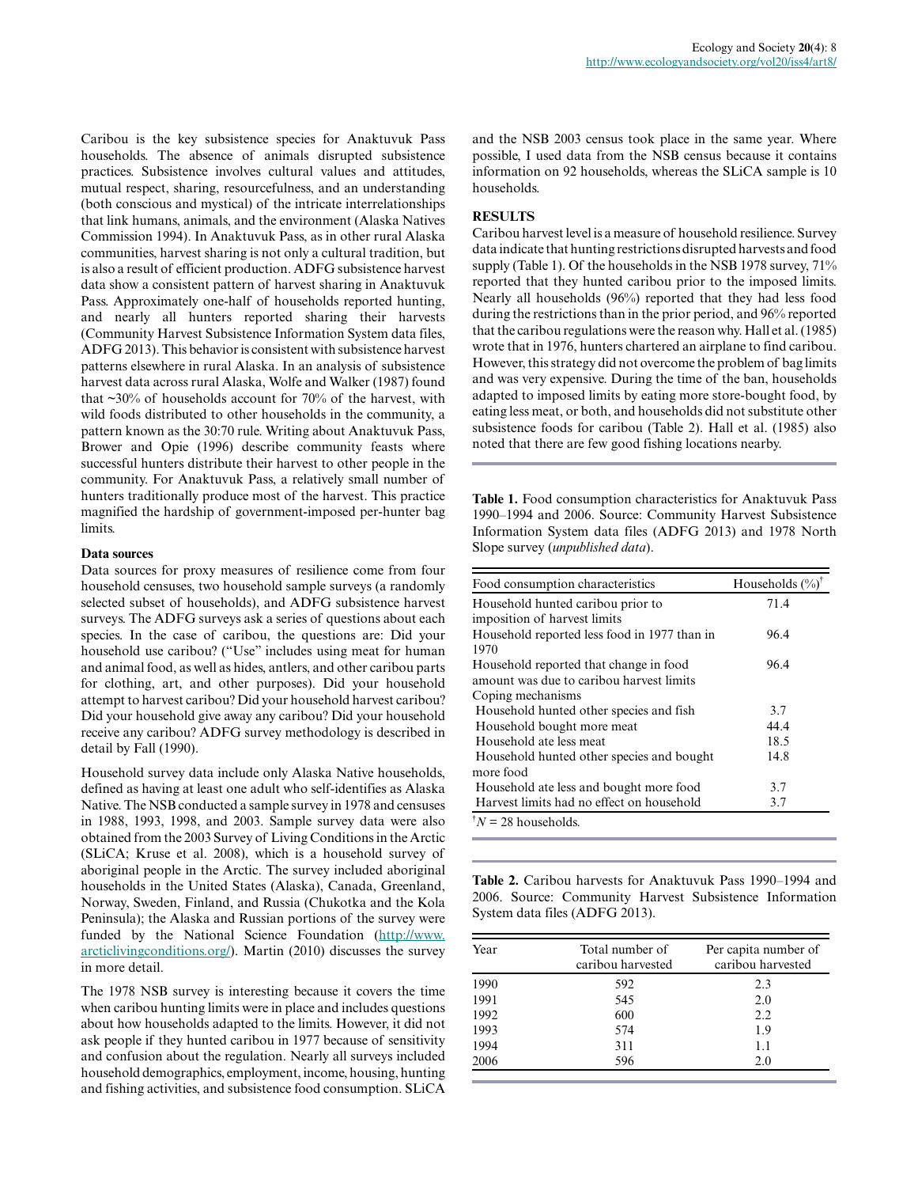Caribou is the key subsistence species for Anaktuvuk Pass households. The absence of animals disrupted subsistence practices. Subsistence involves cultural values and attitudes, mutual respect, sharing, resourcefulness, and an understanding (both conscious and mystical) of the intricate interrelationships that link humans, animals, and the environment (Alaska Natives Commission 1994). In Anaktuvuk Pass, as in other rural Alaska communities, harvest sharing is not only a cultural tradition, but is also a result of efficient production. ADFG subsistence harvest data show a consistent pattern of harvest sharing in Anaktuvuk Pass. Approximately one-half of households reported hunting, and nearly all hunters reported sharing their harvests (Community Harvest Subsistence Information System data files, ADFG 2013). This behavior is consistent with subsistence harvest patterns elsewhere in rural Alaska. In an analysis of subsistence harvest data across rural Alaska, Wolfe and Walker (1987) found that ~30% of households account for 70% of the harvest, with wild foods distributed to other households in the community, a pattern known as the 30:70 rule. Writing about Anaktuvuk Pass, Brower and Opie (1996) describe community feasts where successful hunters distribute their harvest to other people in the community. For Anaktuvuk Pass, a relatively small number of hunters traditionally produce most of the harvest. This practice magnified the hardship of government-imposed per-hunter bag limits.

### Data sources

Data sources for proxy measures of resilience come from four household censuses, two household sample surveys (a randomly selected subset of households), and ADFG subsistence harvest surveys. The ADFG surveys ask a series of questions about each species. In the case of caribou, the questions are: Did your household use caribou? ("Use" includes using meat for human and animal food, as well as hides, antlers, and other caribou parts for clothing, art, and other purposes). Did your household attempt to harvest caribou? Did your household harvest caribou? Did your household give away any caribou? Did your household receive any caribou? ADFG survey methodology is described in detail by Fall (1990).

Household survey data include only Alaska Native households, defined as having at least one adult who self-identifies as Alaska Native. The NSB conducted a sample survey in 1978 and censuses in 1988, 1993, 1998, and 2003. Sample survey data were also obtained from the 2003 Survey of Living Conditions in the Arctic (SLiCA; Kruse et al. 2008), which is a household survey of aboriginal people in the Arctic. The survey included aboriginal households in the United States (Alaska), Canada, Greenland, Norway, Sweden, Finland, and Russia (Chukotka and the Kola Peninsula); the Alaska and Russian portions of the survey were funded by the National Science Foundation (http://www.arcticlivingconditions.org/). Martin (2010) discusses the survey in more detail.

The 1978 NSB survey is interesting because it covers the time when caribou hunting limits were in place and includes questions about how households adapted to the limits. However, it did not ask people if they hunted caribou in 1977 because of sensitivity and confusion about the regulation. Nearly all surveys included household demographics, employment, income, housing, hunting and fishing activities, and subsistence food consumption. SLiCA and the NSB 2003 census took place in the same year. Where possible, I used data from the NSB census because it contains information on 92 households, whereas the SLiCA sample is 10 households.

## RESULTS

Caribou harvest level is a measure of household resilience. Survey data indicate that hunting restrictions disrupted harvests and food supply (Table 1). Of the households in the NSB 1978 survey, 71% reported that they hunted caribou prior to the imposed limits. Nearly all households (96%) reported that they had less food during the restrictions than in the prior period, and 96% reported that the caribou regulations were the reason why. Hall et al. (1985) wrote that in 1976, hunters chartered an airplane to find caribou. However, this strategy did not overcome the problem of bag limits and was very expensive. During the time of the ban, households adapted to imposed limits by eating more store-bought food, by eating less meat, or both, and households did not substitute other subsistence foods for caribou (Table 2). Hall et al. (1985) also noted that there are few good fishing locations nearby.

**Table 1.** Food consumption characteristics for Anaktuvuk Pass 1990–1994 and 2006. Source: Community Harvest Subsistence Information System data files (ADFG 2013) and 1978 North Slope survey (*unpublished data*).

| Food consumption characteristics | Households (%)† |
|---|---|
| Household hunted caribou prior to imposition of harvest limits | 71.4 |
| Household reported less food in 1977 than in 1970 | 96.4 |
| Household reported that change in food amount was due to caribou harvest limits | 96.4 |
| Coping mechanisms | |
| Household hunted other species and fish | 3.7 |
| Household bought more meat | 44.4 |
| Household ate less meat | 18.5 |
| Household hunted other species and bought more food | 14.8 |
| Household ate less and bought more food | 3.7 |
| Harvest limits had no effect on household | 3.7 |

†$N$ = 28 households.

**Table 2.** Caribou harvests for Anaktuvuk Pass 1990–1994 and 2006. Source: Community Harvest Subsistence Information System data files (ADFG 2013).

| Year | Total number of caribou harvested | Per capita number of caribou harvested |
|---|---|---|
| 1990 | 592 | 2.3 |
| 1991 | 545 | 2.0 |
| 1992 | 600 | 2.2 |
| 1993 | 574 | 1.9 |
| 1994 | 311 | 1.1 |
| 2006 | 596 | 2.0 |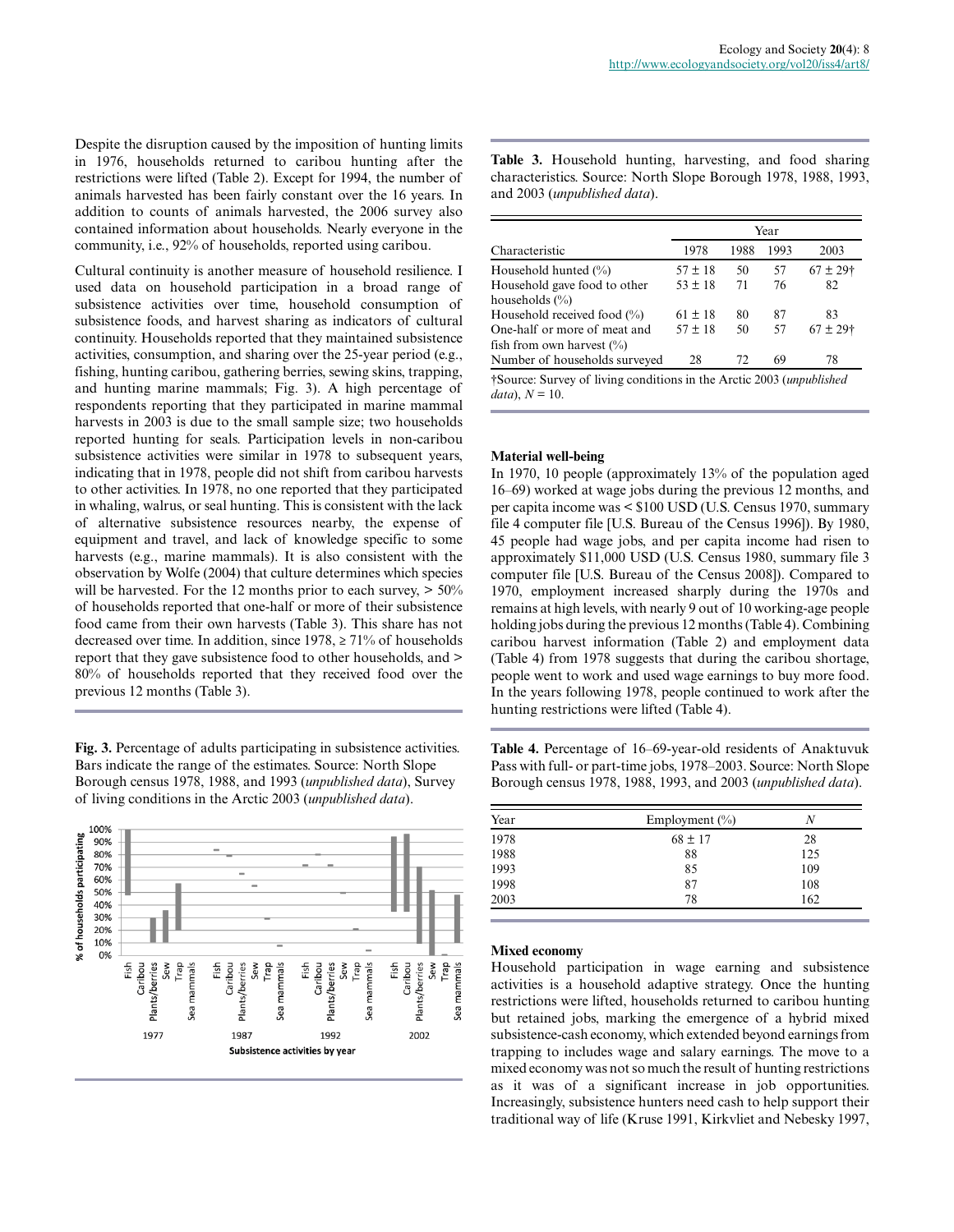Despite the disruption caused by the imposition of hunting limits in 1976, households returned to caribou hunting after the restrictions were lifted (Table 2). Except for 1994, the number of animals harvested has been fairly constant over the 16 years. In addition to counts of animals harvested, the 2006 survey also contained information about households. Nearly everyone in the community, i.e., 92% of households, reported using caribou.

Cultural continuity is another measure of household resilience. I used data on household participation in a broad range of subsistence activities over time, household consumption of subsistence foods, and harvest sharing as indicators of cultural continuity. Households reported that they maintained subsistence activities, consumption, and sharing over the 25-year period (e.g., fishing, hunting caribou, gathering berries, sewing skins, trapping, and hunting marine mammals; Fig. 3). A high percentage of respondents reporting that they participated in marine mammal harvests in 2003 is due to the small sample size; two households reported hunting for seals. Participation levels in non-caribou subsistence activities were similar in 1978 to subsequent years, indicating that in 1978, people did not shift from caribou harvests to other activities. In 1978, no one reported that they participated in whaling, walrus, or seal hunting. This is consistent with the lack of alternative subsistence resources nearby, the expense of equipment and travel, and lack of knowledge specific to some harvests (e.g., marine mammals). It is also consistent with the observation by Wolfe (2004) that culture determines which species will be harvested. For the 12 months prior to each survey, > 50% of households reported that one-half or more of their subsistence food came from their own harvests (Table 3). This share has not decreased over time. In addition, since 1978, ≥ 71% of households report that they gave subsistence food to other households, and > 80% of households reported that they received food over the previous 12 months (Table 3).

**Fig. 3.** Percentage of adults participating in subsistence activities. Bars indicate the range of the estimates. Source: North Slope Borough census 1978, 1988, and 1993 (*unpublished data*), Survey of living conditions in the Arctic 2003 (*unpublished data*).

**Table 3.** Household hunting, harvesting, and food sharing characteristics. Source: North Slope Borough 1978, 1988, 1993, and 2003 (*unpublished data*).

| Characteristic | Year 1978 | 1988 | 1993 | 2003 |
|---|---|---|---|---|
| Household hunted (%) | 57 ± 18 | 50 | 57 | 67 ± 29† |
| Household gave food to other households (%) | 53 ± 18 | 71 | 76 | 82 |
| Household received food (%) | 61 ± 18 | 80 | 87 | 83 |
| One-half or more of meat and fish from own harvest (%) | 57 ± 18 | 50 | 57 | 67 ± 29† |
| Number of households surveyed | 28 | 72 | 69 | 78 |

†Source: Survey of living conditions in the Arctic 2003 (*unpublished data*), $N = 10$.

### Material well-being

In 1970, 10 people (approximately 13% of the population aged 16–69) worked at wage jobs during the previous 12 months, and per capita income was < $100 USD (U.S. Census 1970, summary file 4 computer file [U.S. Bureau of the Census 1996]). By 1980, 45 people had wage jobs, and per capita income had risen to approximately $11,000 USD (U.S. Census 1980, summary file 3 computer file [U.S. Bureau of the Census 2008]). Compared to 1970, employment increased sharply during the 1970s and remains at high levels, with nearly 9 out of 10 working-age people holding jobs during the previous 12 months (Table 4). Combining caribou harvest information (Table 2) and employment data (Table 4) from 1978 suggests that during the caribou shortage, people went to work and used wage earnings to buy more food. In the years following 1978, people continued to work after the hunting restrictions were lifted (Table 4).

**Table 4.** Percentage of 16–69-year-old residents of Anaktuvuk Pass with full- or part-time jobs, 1978–2003. Source: North Slope Borough census 1978, 1988, 1993, and 2003 (*unpublished data*).

| Year | Employment (%) | $N$ |
|---|---|---|
| 1978 | 68 ± 17 | 28 |
| 1988 | 88 | 125 |
| 1993 | 85 | 109 |
| 1998 | 87 | 108 |
| 2003 | 78 | 162 |

### Mixed economy

Household participation in wage earning and subsistence activities is a household adaptive strategy. Once the hunting restrictions were lifted, households returned to caribou hunting but retained jobs, marking the emergence of a hybrid mixed subsistence-cash economy, which extended beyond earnings from trapping to includes wage and salary earnings. The move to a mixed economy was not so much the result of hunting restrictions as it was of a significant increase in job opportunities. Increasingly, subsistence hunters need cash to help support their traditional way of life (Kruse 1991, Kirkvliet and Nebesky 1997,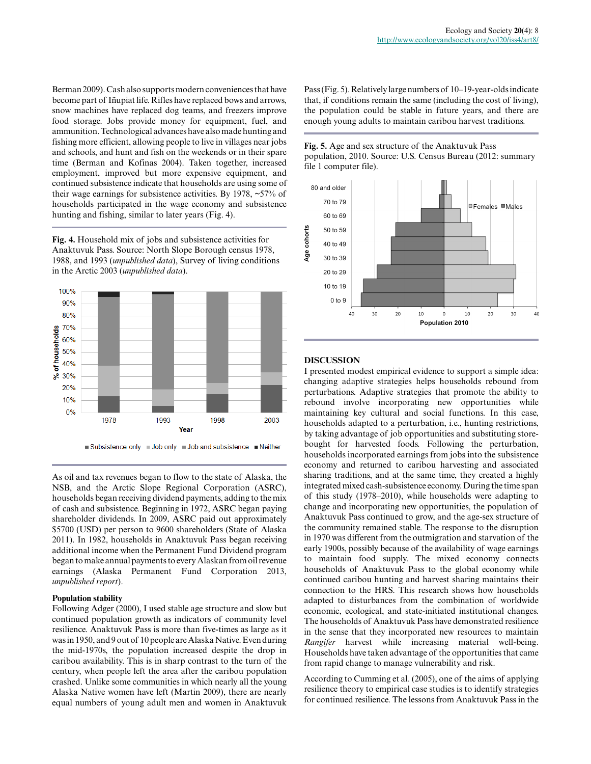Berman 2009). Cash also supports modern conveniences that have become part of Iñupiat life. Rifles have replaced bows and arrows, snow machines have replaced dog teams, and freezers improve food storage. Jobs provide money for equipment, fuel, and ammunition. Technological advances have also made hunting and fishing more efficient, allowing people to live in villages near jobs and schools, and hunt and fish on the weekends or in their spare time (Berman and Kofinas 2004). Taken together, increased employment, improved but more expensive equipment, and continued subsistence indicate that households are using some of their wage earnings for subsistence activities. By 1978, ~57% of households participated in the wage economy and subsistence hunting and fishing, similar to later years (Fig. 4).

**Fig. 4.** Household mix of jobs and subsistence activities for Anaktuvuk Pass. Source: North Slope Borough census 1978, 1988, and 1993 (*unpublished data*), Survey of living conditions in the Arctic 2003 (*unpublished data*).

As oil and tax revenues began to flow to the state of Alaska, the NSB, and the Arctic Slope Regional Corporation (ASRC), households began receiving dividend payments, adding to the mix of cash and subsistence. Beginning in 1972, ASRC began paying shareholder dividends. In 2009, ASRC paid out approximately $5700 (USD) per person to 9600 shareholders (State of Alaska 2011). In 1982, households in Anaktuvuk Pass began receiving additional income when the Permanent Fund Dividend program began to make annual payments to every Alaskan from oil revenue earnings (Alaska Permanent Fund Corporation 2013, *unpublished report*).

### Population stability

Following Adger (2000), I used stable age structure and slow but continued population growth as indicators of community level resilience. Anaktuvuk Pass is more than five-times as large as it was in 1950, and 9 out of 10 people are Alaska Native. Even during the mid-1970s, the population increased despite the drop in caribou availability. This is in sharp contrast to the turn of the century, when people left the area after the caribou population crashed. Unlike some communities in which nearly all the young Alaska Native women have left (Martin 2009), there are nearly equal numbers of young adult men and women in Anaktuvuk Pass (Fig. 5). Relatively large numbers of 10–19-year-olds indicate that, if conditions remain the same (including the cost of living), the population could be stable in future years, and there are enough young adults to maintain caribou harvest traditions.

**Fig. 5.** Age and sex structure of the Anaktuvuk Pass population, 2010. Source: U.S. Census Bureau (2012: summary file 1 computer file).

## DISCUSSION

I presented modest empirical evidence to support a simple idea: changing adaptive strategies helps households rebound from perturbations. Adaptive strategies that promote the ability to rebound involve incorporating new opportunities while maintaining key cultural and social functions. In this case, households adapted to a perturbation, i.e., hunting restrictions, by taking advantage of job opportunities and substituting store-bought for harvested foods. Following the perturbation, households incorporated earnings from jobs into the subsistence economy and returned to caribou harvesting and associated sharing traditions, and at the same time, they created a highly integrated mixed cash-subsistence economy. During the time span of this study (1978–2010), while households were adapting to change and incorporating new opportunities, the population of Anaktuvuk Pass continued to grow, and the age-sex structure of the community remained stable. The response to the disruption in 1970 was different from the outmigration and starvation of the early 1900s, possibly because of the availability of wage earnings to maintain food supply. The mixed economy connects households of Anaktuvuk Pass to the global economy while continued caribou hunting and harvest sharing maintains their connection to the HRS. This research shows how households adapted to disturbances from the combination of worldwide economic, ecological, and state-initiated institutional changes. The households of Anaktuvuk Pass have demonstrated resilience in the sense that they incorporated new resources to maintain *Rangifer* harvest while increasing material well-being. Households have taken advantage of the opportunities that came from rapid change to manage vulnerability and risk.

According to Cumming et al. (2005), one of the aims of applying resilience theory to empirical case studies is to identify strategies for continued resilience. The lessons from Anaktuvuk Pass in the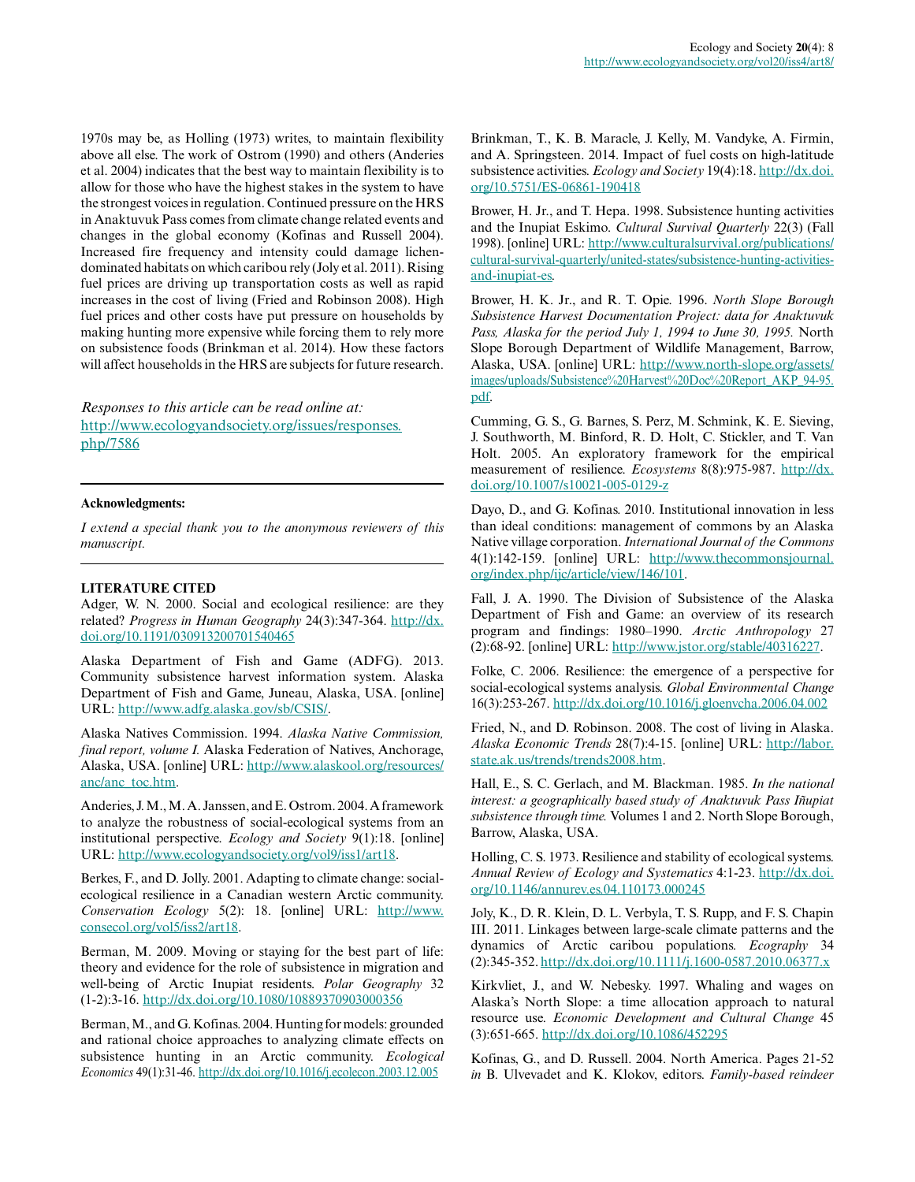1970s may be, as Holling (1973) writes, to maintain flexibility above all else. The work of Ostrom (1990) and others (Anderies et al. 2004) indicates that the best way to maintain flexibility is to allow for those who have the highest stakes in the system to have the strongest voices in regulation. Continued pressure on the HRS in Anaktuvuk Pass comes from climate change related events and changes in the global economy (Kofinas and Russell 2004). Increased fire frequency and intensity could damage lichen-dominated habitats on which caribou rely (Joly et al. 2011). Rising fuel prices are driving up transportation costs as well as rapid increases in the cost of living (Fried and Robinson 2008). High fuel prices and other costs have put pressure on households by making hunting more expensive while forcing them to rely more on subsistence foods (Brinkman et al. 2014). How these factors will affect households in the HRS are subjects for future research.

*Responses to this article can be read online at:*
http://www.ecologyandsociety.org/issues/responses.php/7586

---

**Acknowledgments:**

*I extend a special thank you to the anonymous reviewers of this manuscript.*

---

**LITERATURE CITED**

Adger, W. N. 2000. Social and ecological resilience: are they related? *Progress in Human Geography* 24(3):347-364. http://dx.doi.org/10.1191/030913200701540465

Alaska Department of Fish and Game (ADFG). 2013. Community subsistence harvest information system. Alaska Department of Fish and Game, Juneau, Alaska, USA. [online] URL: http://www.adfg.alaska.gov/sb/CSIS/.

Alaska Natives Commission. 1994. *Alaska Native Commission, final report, volume I.* Alaska Federation of Natives, Anchorage, Alaska, USA. [online] URL: http://www.alaskool.org/resources/anc/anc_toc.htm.

Anderies, J. M., M. A. Janssen, and E. Ostrom. 2004. A framework to analyze the robustness of social-ecological systems from an institutional perspective. *Ecology and Society* 9(1):18. [online] URL: http://www.ecologyandsociety.org/vol9/iss1/art18.

Berkes, F., and D. Jolly. 2001. Adapting to climate change: social-ecological resilience in a Canadian western Arctic community. *Conservation Ecology* 5(2): 18. [online] URL: http://www.consecol.org/vol5/iss2/art18.

Berman, M. 2009. Moving or staying for the best part of life: theory and evidence for the role of subsistence in migration and well-being of Arctic Inupiat residents. *Polar Geography* 32 (1-2):3-16. http://dx.doi.org/10.1080/10889370903000356

Berman, M., and G. Kofinas. 2004. Hunting for models: grounded and rational choice approaches to analyzing climate effects on subsistence hunting in an Arctic community. *Ecological Economics* 49(1):31-46. http://dx.doi.org/10.1016/j.ecolecon.2003.12.005

Brinkman, T., K. B. Maracle, J. Kelly, M. Vandyke, A. Firmin, and A. Springsteen. 2014. Impact of fuel costs on high-latitude subsistence activities. *Ecology and Society* 19(4):18. http://dx.doi.org/10.5751/ES-06861-190418

Brower, H. Jr., and T. Hepa. 1998. Subsistence hunting activities and the Inupiat Eskimo. *Cultural Survival Quarterly* 22(3) (Fall 1998). [online] URL: http://www.culturalsurvival.org/publications/cultural-survival-quarterly/united-states/subsistence-hunting-activities-and-inupiat-es.

Brower, H. K. Jr., and R. T. Opie. 1996. *North Slope Borough Subsistence Harvest Documentation Project: data for Anaktuvuk Pass, Alaska for the period July 1, 1994 to June 30, 1995.* North Slope Borough Department of Wildlife Management, Barrow, Alaska, USA. [online] URL: http://www.north-slope.org/assets/images/uploads/Subsistence%20Harvest%20Doc%20Report_AKP_94-95.pdf.

Cumming, G. S., G. Barnes, S. Perz, M. Schmink, K. E. Sieving, J. Southworth, M. Binford, R. D. Holt, C. Stickler, and T. Van Holt. 2005. An exploratory framework for the empirical measurement of resilience. *Ecosystems* 8(8):975-987. http://dx.doi.org/10.1007/s10021-005-0129-z

Dayo, D., and G. Kofinas. 2010. Institutional innovation in less than ideal conditions: management of commons by an Alaska Native village corporation. *International Journal of the Commons* 4(1):142-159. [online] URL: http://www.thecommonsjournal.org/index.php/ijc/article/view/146/101.

Fall, J. A. 1990. The Division of Subsistence of the Alaska Department of Fish and Game: an overview of its research program and findings: 1980–1990. *Arctic Anthropology* 27 (2):68-92. [online] URL: http://www.jstor.org/stable/40316227.

Folke, C. 2006. Resilience: the emergence of a perspective for social-ecological systems analysis. *Global Environmental Change* 16(3):253-267. http://dx.doi.org/10.1016/j.gloenvcha.2006.04.002

Fried, N., and D. Robinson. 2008. The cost of living in Alaska. *Alaska Economic Trends* 28(7):4-15. [online] URL: http://labor.state.ak.us/trends/trends2008.htm.

Hall, E., S. C. Gerlach, and M. Blackman. 1985. *In the national interest: a geographically based study of Anaktuvuk Pass Iñupiat subsistence through time.* Volumes 1 and 2. North Slope Borough, Barrow, Alaska, USA.

Holling, C. S. 1973. Resilience and stability of ecological systems. *Annual Review of Ecology and Systematics* 4:1-23. http://dx.doi.org/10.1146/annurev.es.04.110173.000245

Joly, K., D. R. Klein, D. L. Verbyla, T. S. Rupp, and F. S. Chapin III. 2011. Linkages between large-scale climate patterns and the dynamics of Arctic caribou populations. *Ecography* 34 (2):345-352. http://dx.doi.org/10.1111/j.1600-0587.2010.06377.x

Kirkvliet, J., and W. Nebesky. 1997. Whaling and wages on Alaska's North Slope: a time allocation approach to natural resource use. *Economic Development and Cultural Change* 45 (3):651-665. http://dx.doi.org/10.1086/452295

Kofinas, G., and D. Russell. 2004. North America. Pages 21-52 *in* B. Ulvevadet and K. Klokov, editors. *Family-based reindeer*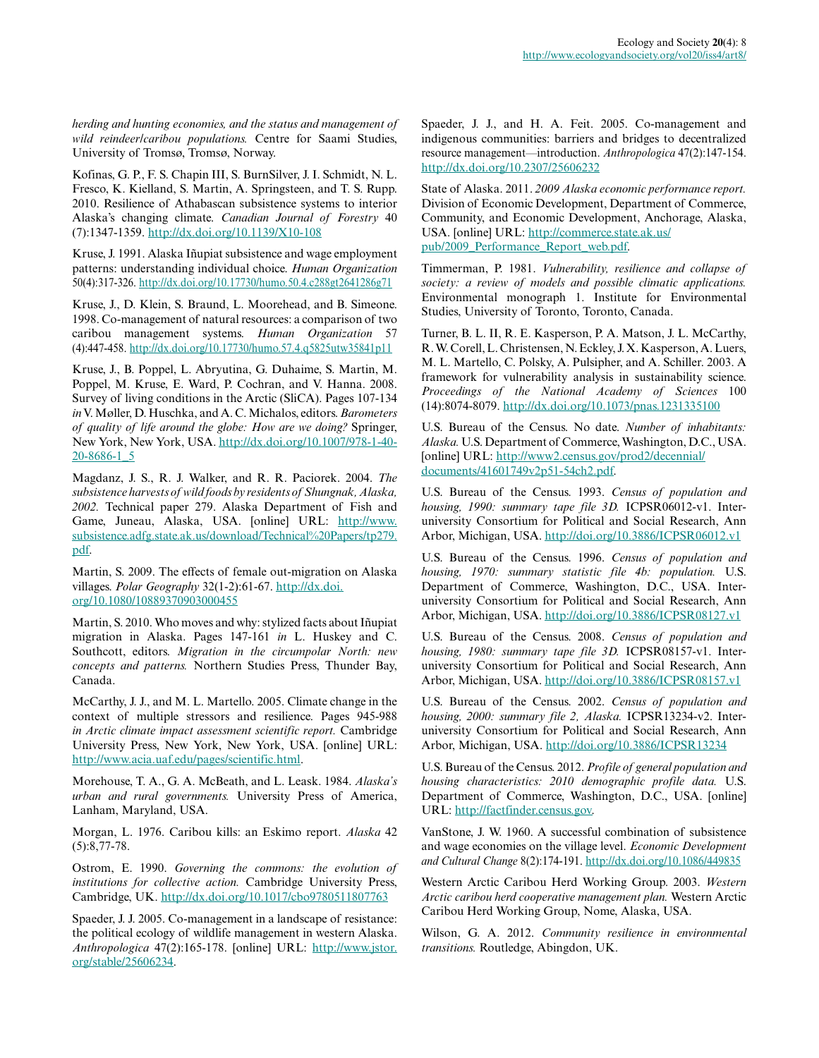*herding and hunting economies, and the status and management of wild reindeer/caribou populations.* Centre for Saami Studies, University of Tromsø, Tromsø, Norway.

Kofinas, G. P., F. S. Chapin III, S. BurnSilver, J. I. Schmidt, N. L. Fresco, K. Kielland, S. Martin, A. Springsteen, and T. S. Rupp. 2010. Resilience of Athabascan subsistence systems to interior Alaska's changing climate. *Canadian Journal of Forestry* 40 (7):1347-1359. http://dx.doi.org/10.1139/X10-108

Kruse, J. 1991. Alaska Iñupiat subsistence and wage employment patterns: understanding individual choice. *Human Organization* 50(4):317-326. http://dx.doi.org/10.17730/humo.50.4.c288gt2641286g71

Kruse, J., D. Klein, S. Braund, L. Moorehead, and B. Simeone. 1998. Co-management of natural resources: a comparison of two caribou management systems. *Human Organization* 57 (4):447-458. http://dx.doi.org/10.17730/humo.57.4.q5825utw35841p11

Kruse, J., B. Poppel, L. Abryutina, G. Duhaime, S. Martin, M. Poppel, M. Kruse, E. Ward, P. Cochran, and V. Hanna. 2008. Survey of living conditions in the Arctic (SliCA). Pages 107-134 *in* V. Møller, D. Huschka, and A. C. Michalos, editors. *Barometers of quality of life around the globe: How are we doing?* Springer, New York, New York, USA. http://dx.doi.org/10.1007/978-1-4020-8686-1_5

Magdanz, J. S., R. J. Walker, and R. R. Paciorek. 2004. *The subsistence harvests of wild foods by residents of Shungnak, Alaska, 2002.* Technical paper 279. Alaska Department of Fish and Game, Juneau, Alaska, USA. [online] URL: http://www.subsistence.adfg.state.ak.us/download/Technical%20Papers/tp279.pdf.

Martin, S. 2009. The effects of female out-migration on Alaska villages. *Polar Geography* 32(1-2):61-67. http://dx.doi.org/10.1080/10889370903000455

Martin, S. 2010. Who moves and why: stylized facts about Iñupiat migration in Alaska. Pages 147-161 *in* L. Huskey and C. Southcott, editors. *Migration in the circumpolar North: new concepts and patterns.* Northern Studies Press, Thunder Bay, Canada.

McCarthy, J. J., and M. L. Martello. 2005. Climate change in the context of multiple stressors and resilience. Pages 945-988 *in Arctic climate impact assessment scientific report.* Cambridge University Press, New York, New York, USA. [online] URL: http://www.acia.uaf.edu/pages/scientific.html.

Morehouse, T. A., G. A. McBeath, and L. Leask. 1984. *Alaska's urban and rural governments.* University Press of America, Lanham, Maryland, USA.

Morgan, L. 1976. Caribou kills: an Eskimo report. *Alaska* 42 (5):8,77-78.

Ostrom, E. 1990. *Governing the commons: the evolution of institutions for collective action.* Cambridge University Press, Cambridge, UK. http://dx.doi.org/10.1017/cbo9780511807763

Spaeder, J. J. 2005. Co-management in a landscape of resistance: the political ecology of wildlife management in western Alaska. *Anthropologica* 47(2):165-178. [online] URL: http://www.jstor.org/stable/25606234.

Spaeder, J. J., and H. A. Feit. 2005. Co-management and indigenous communities: barriers and bridges to decentralized resource management—introduction. *Anthropologica* 47(2):147-154. http://dx.doi.org/10.2307/25606232

State of Alaska. 2011. *2009 Alaska economic performance report.* Division of Economic Development, Department of Commerce, Community, and Economic Development, Anchorage, Alaska, USA. [online] URL: http://commerce.state.ak.us/pub/2009_Performance_Report_web.pdf.

Timmerman, P. 1981. *Vulnerability, resilience and collapse of society: a review of models and possible climatic applications.* Environmental monograph 1. Institute for Environmental Studies, University of Toronto, Toronto, Canada.

Turner, B. L. II, R. E. Kasperson, P. A. Matson, J. L. McCarthy, R. W. Corell, L. Christensen, N. Eckley, J. X. Kasperson, A. Luers, M. L. Martello, C. Polsky, A. Pulsipher, and A. Schiller. 2003. A framework for vulnerability analysis in sustainability science. *Proceedings of the National Academy of Sciences* 100 (14):8074-8079. http://dx.doi.org/10.1073/pnas.1231335100

U.S. Bureau of the Census. No date. *Number of inhabitants: Alaska.* U.S. Department of Commerce, Washington, D.C., USA. [online] URL: http://www2.census.gov/prod2/decennial/documents/41601749v2p51-54ch2.pdf.

U.S. Bureau of the Census. 1993. *Census of population and housing, 1990: summary tape file 3D.* ICPSR06012-v1. Inter-university Consortium for Political and Social Research, Ann Arbor, Michigan, USA. http://doi.org/10.3886/ICPSR06012.v1

U.S. Bureau of the Census. 1996. *Census of population and housing, 1970: summary statistic file 4b: population.* U.S. Department of Commerce, Washington, D.C., USA. Inter-university Consortium for Political and Social Research, Ann Arbor, Michigan, USA. http://doi.org/10.3886/ICPSR08127.v1

U.S. Bureau of the Census. 2008. *Census of population and housing, 1980: summary tape file 3D.* ICPSR08157-v1. Inter-university Consortium for Political and Social Research, Ann Arbor, Michigan, USA. http://doi.org/10.3886/ICPSR08157.v1

U.S. Bureau of the Census. 2002. *Census of population and housing, 2000: summary file 2, Alaska.* ICPSR13234-v2. Inter-university Consortium for Political and Social Research, Ann Arbor, Michigan, USA. http://doi.org/10.3886/ICPSR13234

U.S. Bureau of the Census. 2012. *Profile of general population and housing characteristics: 2010 demographic profile data.* U.S. Department of Commerce, Washington, D.C., USA. [online] URL: http://factfinder.census.gov.

VanStone, J. W. 1960. A successful combination of subsistence and wage economies on the village level. *Economic Development and Cultural Change* 8(2):174-191. http://dx.doi.org/10.1086/449835

Western Arctic Caribou Herd Working Group. 2003. *Western Arctic caribou herd cooperative management plan.* Western Arctic Caribou Herd Working Group, Nome, Alaska, USA.

Wilson, G. A. 2012. *Community resilience in environmental transitions.* Routledge, Abingdon, UK.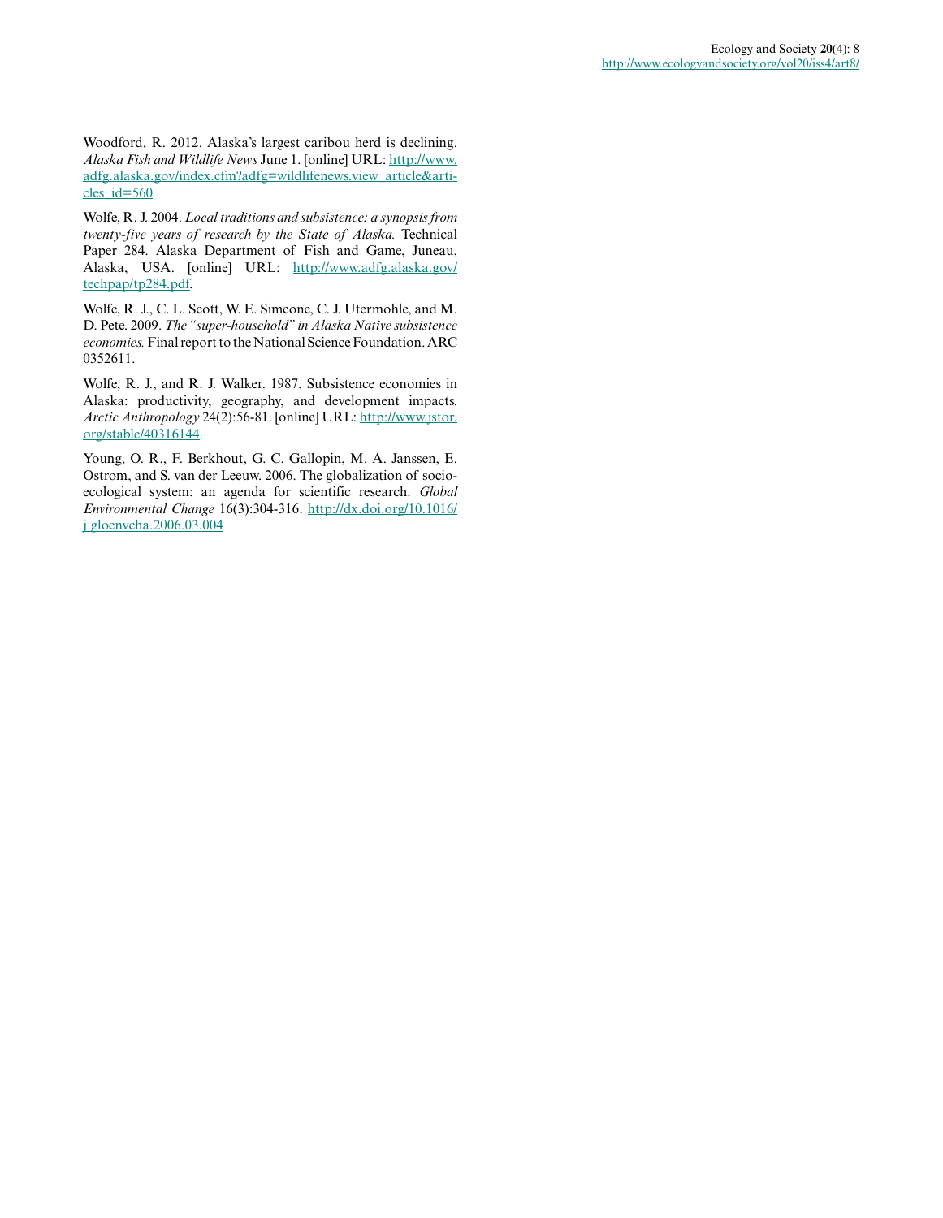Woodford, R. 2012. Alaska's largest caribou herd is declining. *Alaska Fish and Wildlife News* June 1. [online] URL: http://www.adfg.alaska.gov/index.cfm?adfg=wildlifenews.view_article&articles_id=560

Wolfe, R. J. 2004. *Local traditions and subsistence: a synopsis from twenty-five years of research by the State of Alaska.* Technical Paper 284. Alaska Department of Fish and Game, Juneau, Alaska, USA. [online] URL: http://www.adfg.alaska.gov/techpap/tp284.pdf.

Wolfe, R. J., C. L. Scott, W. E. Simeone, C. J. Utermohle, and M. D. Pete. 2009. *The "super-household" in Alaska Native subsistence economies.* Final report to the National Science Foundation. ARC 0352611.

Wolfe, R. J., and R. J. Walker. 1987. Subsistence economies in Alaska: productivity, geography, and development impacts. *Arctic Anthropology* 24(2):56-81. [online] URL: http://www.jstor.org/stable/40316144.

Young, O. R., F. Berkhout, G. C. Gallopin, M. A. Janssen, E. Ostrom, and S. van der Leeuw. 2006. The globalization of socio-ecological system: an agenda for scientific research. *Global Environmental Change* 16(3):304-316. http://dx.doi.org/10.1016/j.gloenvcha.2006.03.004